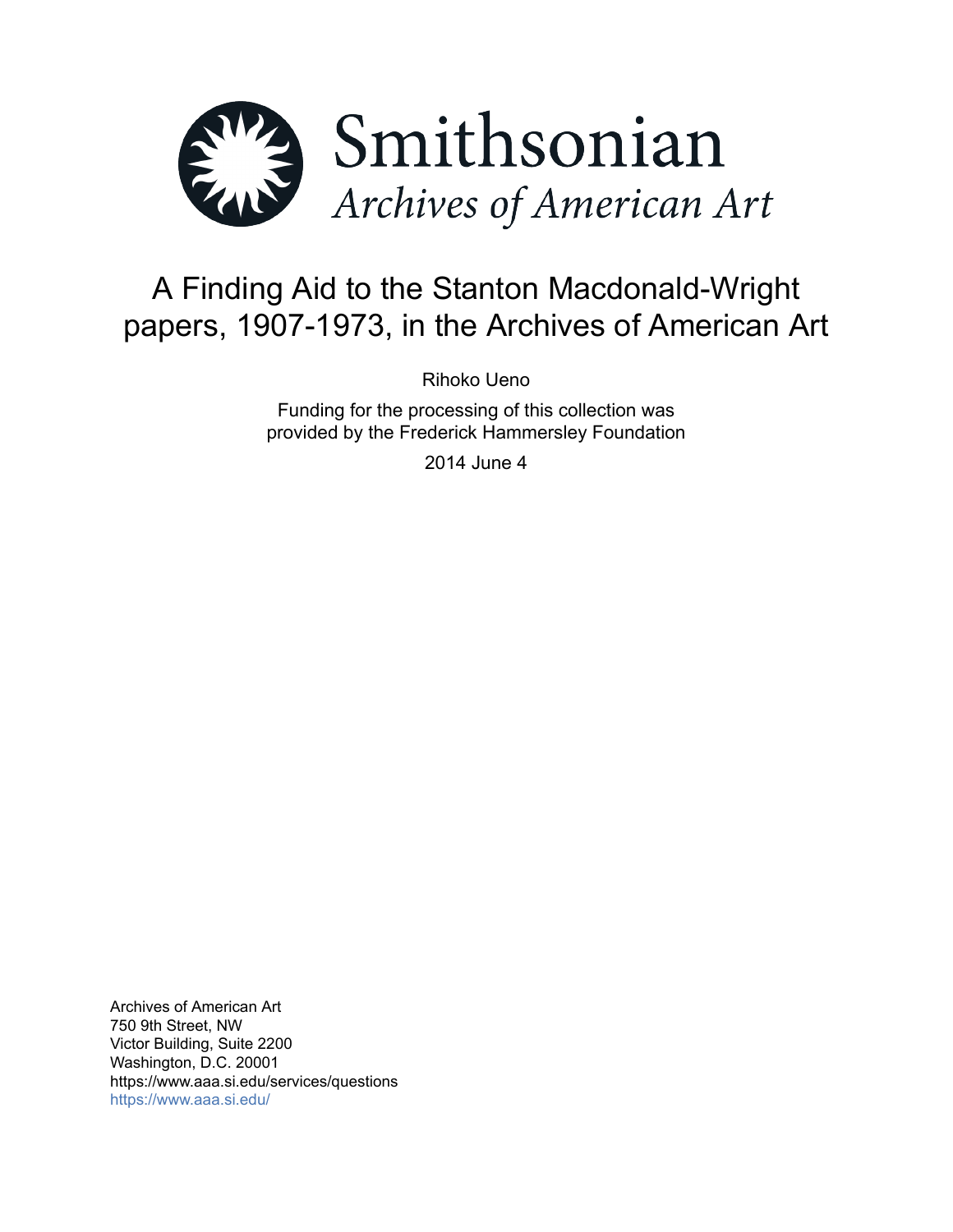Smithsonian

*Archives of American Art*

# A Finding Aid to the Stanton Macdonald-Wright papers, 1907-1973, in the Archives of American Art

Rihoko Ueno

Funding for the processing of this collection was provided by the Frederick Hammersley Foundation

2014 June 4

Archives of American Art
750 9th Street, NW
Victor Building, Suite 2200
Washington, D.C. 20001
https://www.aaa.si.edu/services/questions
https://www.aaa.si.edu/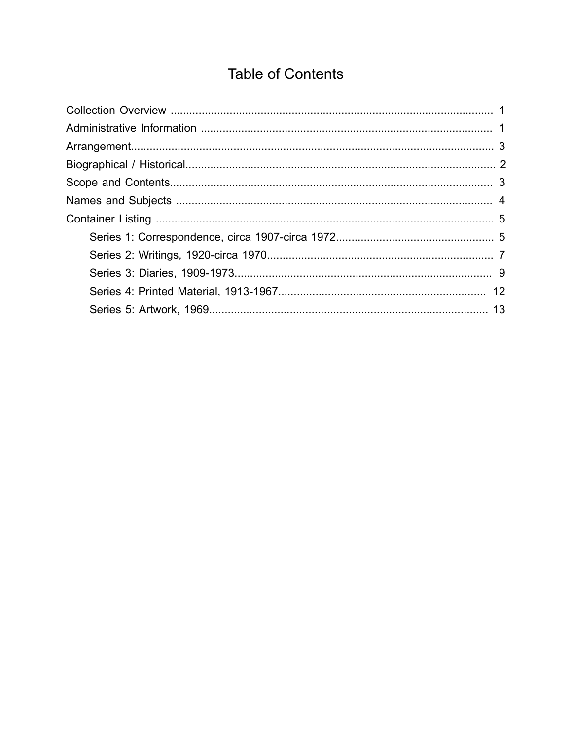# Table of Contents

- Collection Overview ........................................................................................................ 1
- Administrative Information .............................................................................................. 1
- Arrangement...................................................................................................................... 3
- Biographical / Historical................................................................................................... 2
- Scope and Contents......................................................................................................... 3
- Names and Subjects ....................................................................................................... 4
- Container Listing ............................................................................................................. 5
    - Series 1: Correspondence, circa 1907-circa 1972.................................................. 5
    - Series 2: Writings, 1920-circa 1970........................................................................ 7
    - Series 3: Diaries, 1909-1973.................................................................................. 9
    - Series 4: Printed Material, 1913-1967................................................................... 12
    - Series 5: Artwork, 1969......................................................................................... 13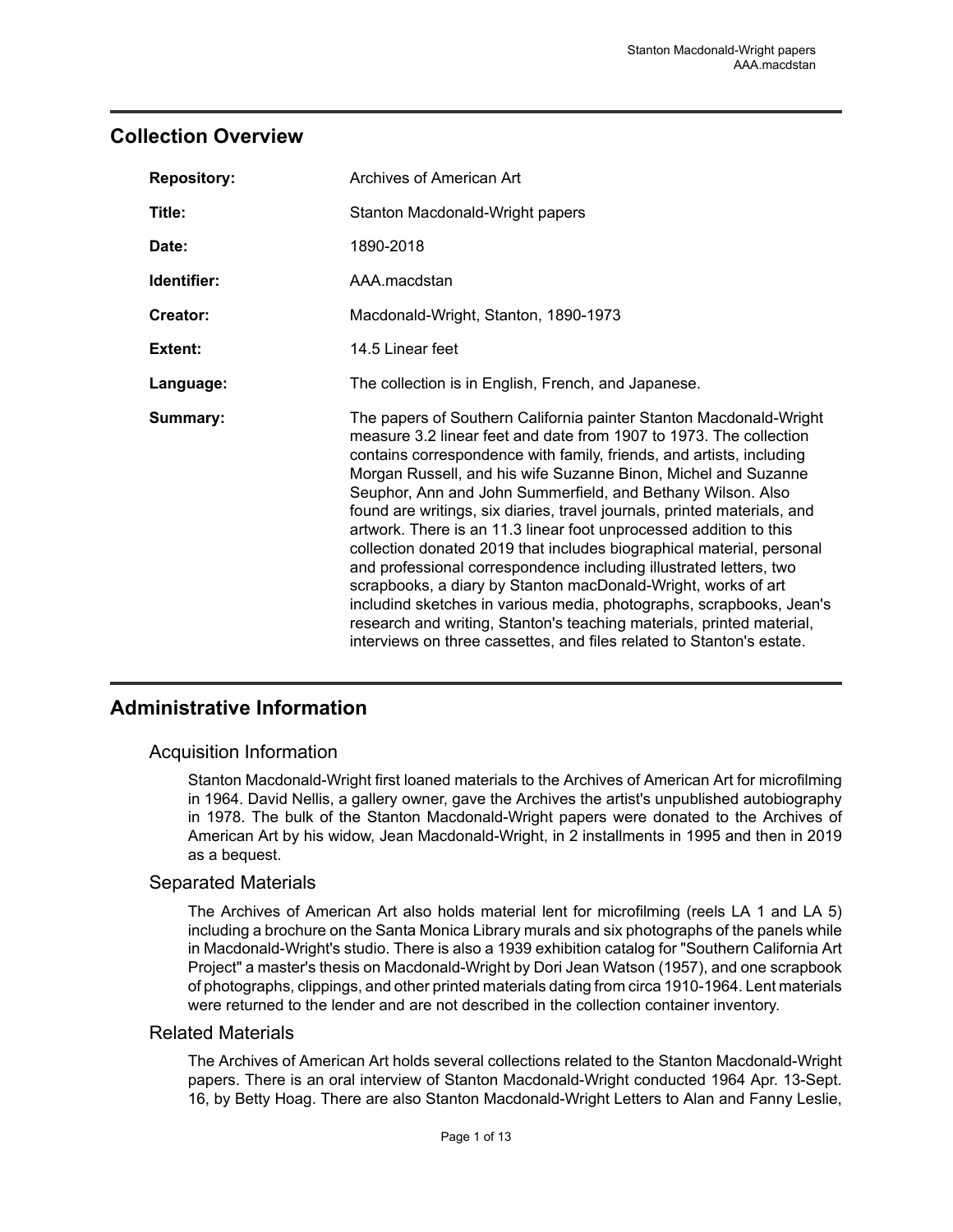## Collection Overview

| | |
|---|---|
| **Repository:** | Archives of American Art |
| **Title:** | Stanton Macdonald-Wright papers |
| **Date:** | 1890-2018 |
| **Identifier:** | AAA.macdstan |
| **Creator:** | Macdonald-Wright, Stanton, 1890-1973 |
| **Extent:** | 14.5 Linear feet |
| **Language:** | The collection is in English, French, and Japanese. |
| **Summary:** | The papers of Southern California painter Stanton Macdonald-Wright measure 3.2 linear feet and date from 1907 to 1973. The collection contains correspondence with family, friends, and artists, including Morgan Russell, and his wife Suzanne Binon, Michel and Suzanne Seuphor, Ann and John Summerfield, and Bethany Wilson. Also found are writings, six diaries, travel journals, printed materials, and artwork. There is an 11.3 linear foot unprocessed addition to this collection donated 2019 that includes biographical material, personal and professional correspondence including illustrated letters, two scrapbooks, a diary by Stanton macDonald-Wright, works of art includind sketches in various media, photographs, scrapbooks, Jean's research and writing, Stanton's teaching materials, printed material, interviews on three cassettes, and files related to Stanton's estate. |

## Administrative Information

### Acquisition Information

Stanton Macdonald-Wright first loaned materials to the Archives of American Art for microfilming in 1964. David Nellis, a gallery owner, gave the Archives the artist's unpublished autobiography in 1978. The bulk of the Stanton Macdonald-Wright papers were donated to the Archives of American Art by his widow, Jean Macdonald-Wright, in 2 installments in 1995 and then in 2019 as a bequest.

### Separated Materials

The Archives of American Art also holds material lent for microfilming (reels LA 1 and LA 5) including a brochure on the Santa Monica Library murals and six photographs of the panels while in Macdonald-Wright's studio. There is also a 1939 exhibition catalog for "Southern California Art Project" a master's thesis on Macdonald-Wright by Dori Jean Watson (1957), and one scrapbook of photographs, clippings, and other printed materials dating from circa 1910-1964. Lent materials were returned to the lender and are not described in the collection container inventory.

### Related Materials

The Archives of American Art holds several collections related to the Stanton Macdonald-Wright papers. There is an oral interview of Stanton Macdonald-Wright conducted 1964 Apr. 13-Sept. 16, by Betty Hoag. There are also Stanton Macdonald-Wright Letters to Alan and Fanny Leslie,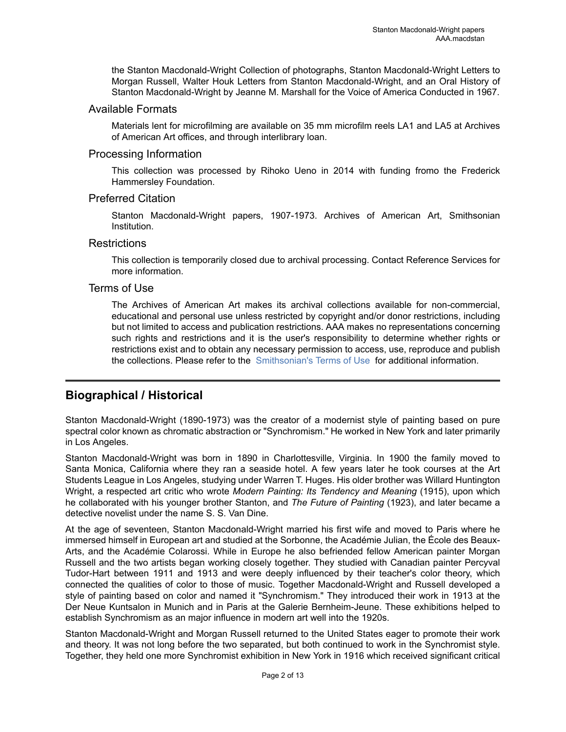the Stanton Macdonald-Wright Collection of photographs, Stanton Macdonald-Wright Letters to Morgan Russell, Walter Houk Letters from Stanton Macdonald-Wright, and an Oral History of Stanton Macdonald-Wright by Jeanne M. Marshall for the Voice of America Conducted in 1967.

### Available Formats

Materials lent for microfilming are available on 35 mm microfilm reels LA1 and LA5 at Archives of American Art offices, and through interlibrary loan.

### Processing Information

This collection was processed by Rihoko Ueno in 2014 with funding fromo the Frederick Hammersley Foundation.

### Preferred Citation

Stanton Macdonald-Wright papers, 1907-1973. Archives of American Art, Smithsonian Institution.

### Restrictions

This collection is temporarily closed due to archival processing. Contact Reference Services for more information.

### Terms of Use

The Archives of American Art makes its archival collections available for non-commercial, educational and personal use unless restricted by copyright and/or donor restrictions, including but not limited to access and publication restrictions. AAA makes no representations concerning such rights and restrictions and it is the user's responsibility to determine whether rights or restrictions exist and to obtain any necessary permission to access, use, reproduce and publish the collections. Please refer to the Smithsonian's Terms of Use for additional information.

---

## Biographical / Historical

Stanton Macdonald-Wright (1890-1973) was the creator of a modernist style of painting based on pure spectral color known as chromatic abstraction or "Synchromism." He worked in New York and later primarily in Los Angeles.

Stanton Macdonald-Wright was born in 1890 in Charlottesville, Virginia. In 1900 the family moved to Santa Monica, California where they ran a seaside hotel. A few years later he took courses at the Art Students League in Los Angeles, studying under Warren T. Huges. His older brother was Willard Huntington Wright, a respected art critic who wrote *Modern Painting: Its Tendency and Meaning* (1915), upon which he collaborated with his younger brother Stanton, and *The Future of Painting* (1923), and later became a detective novelist under the name S. S. Van Dine.

At the age of seventeen, Stanton Macdonald-Wright married his first wife and moved to Paris where he immersed himself in European art and studied at the Sorbonne, the Académie Julian, the École des Beaux-Arts, and the Académie Colarossi. While in Europe he also befriended fellow American painter Morgan Russell and the two artists began working closely together. They studied with Canadian painter Percyval Tudor-Hart between 1911 and 1913 and were deeply influenced by their teacher's color theory, which connected the qualities of color to those of music. Together Macdonald-Wright and Russell developed a style of painting based on color and named it "Synchromism." They introduced their work in 1913 at the Der Neue Kuntsalon in Munich and in Paris at the Galerie Bernheim-Jeune. These exhibitions helped to establish Synchromism as an major influence in modern art well into the 1920s.

Stanton Macdonald-Wright and Morgan Russell returned to the United States eager to promote their work and theory. It was not long before the two separated, but both continued to work in the Synchromist style. Together, they held one more Synchromist exhibition in New York in 1916 which received significant critical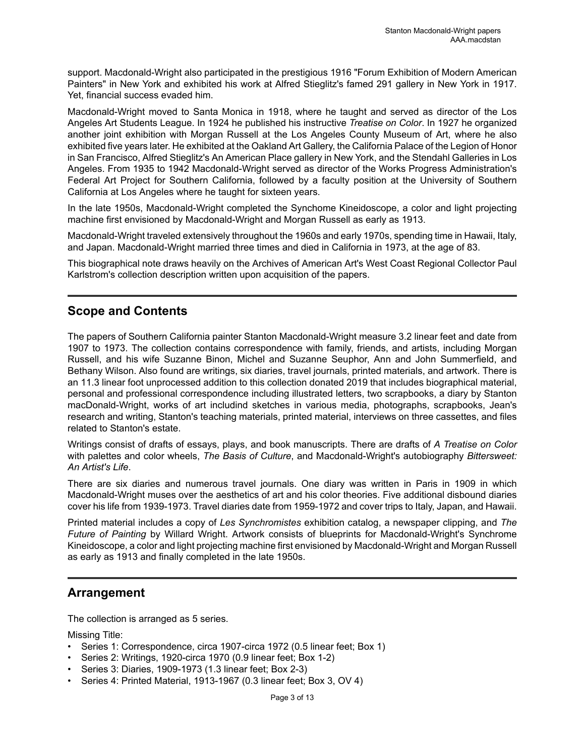support. Macdonald-Wright also participated in the prestigious 1916 "Forum Exhibition of Modern American Painters" in New York and exhibited his work at Alfred Stieglitz's famed 291 gallery in New York in 1917. Yet, financial success evaded him.

Macdonald-Wright moved to Santa Monica in 1918, where he taught and served as director of the Los Angeles Art Students League. In 1924 he published his instructive *Treatise on Color*. In 1927 he organized another joint exhibition with Morgan Russell at the Los Angeles County Museum of Art, where he also exhibited five years later. He exhibited at the Oakland Art Gallery, the California Palace of the Legion of Honor in San Francisco, Alfred Stieglitz's An American Place gallery in New York, and the Stendahl Galleries in Los Angeles. From 1935 to 1942 Macdonald-Wright served as director of the Works Progress Administration's Federal Art Project for Southern California, followed by a faculty position at the University of Southern California at Los Angeles where he taught for sixteen years.

In the late 1950s, Macdonald-Wright completed the Synchome Kineidoscope, a color and light projecting machine first envisioned by Macdonald-Wright and Morgan Russell as early as 1913.

Macdonald-Wright traveled extensively throughout the 1960s and early 1970s, spending time in Hawaii, Italy, and Japan. Macdonald-Wright married three times and died in California in 1973, at the age of 83.

This biographical note draws heavily on the Archives of American Art's West Coast Regional Collector Paul Karlstrom's collection description written upon acquisition of the papers.

## Scope and Contents

The papers of Southern California painter Stanton Macdonald-Wright measure 3.2 linear feet and date from 1907 to 1973. The collection contains correspondence with family, friends, and artists, including Morgan Russell, and his wife Suzanne Binon, Michel and Suzanne Seuphor, Ann and John Summerfield, and Bethany Wilson. Also found are writings, six diaries, travel journals, printed materials, and artwork. There is an 11.3 linear foot unprocessed addition to this collection donated 2019 that includes biographical material, personal and professional correspondence including illustrated letters, two scrapbooks, a diary by Stanton macDonald-Wright, works of art includind sketches in various media, photographs, scrapbooks, Jean's research and writing, Stanton's teaching materials, printed material, interviews on three cassettes, and files related to Stanton's estate.

Writings consist of drafts of essays, plays, and book manuscripts. There are drafts of *A Treatise on Color* with palettes and color wheels, *The Basis of Culture*, and Macdonald-Wright's autobiography *Bittersweet: An Artist's Life*.

There are six diaries and numerous travel journals. One diary was written in Paris in 1909 in which Macdonald-Wright muses over the aesthetics of art and his color theories. Five additional disbound diaries cover his life from 1939-1973. Travel diaries date from 1959-1972 and cover trips to Italy, Japan, and Hawaii.

Printed material includes a copy of *Les Synchromistes* exhibition catalog, a newspaper clipping, and *The Future of Painting* by Willard Wright. Artwork consists of blueprints for Macdonald-Wright's Synchrome Kineidoscope, a color and light projecting machine first envisioned by Macdonald-Wright and Morgan Russell as early as 1913 and finally completed in the late 1950s.

## Arrangement

The collection is arranged as 5 series.

Missing Title:

- Series 1: Correspondence, circa 1907-circa 1972 (0.5 linear feet; Box 1)
- Series 2: Writings, 1920-circa 1970 (0.9 linear feet; Box 1-2)
- Series 3: Diaries, 1909-1973 (1.3 linear feet; Box 2-3)
- Series 4: Printed Material, 1913-1967 (0.3 linear feet; Box 3, OV 4)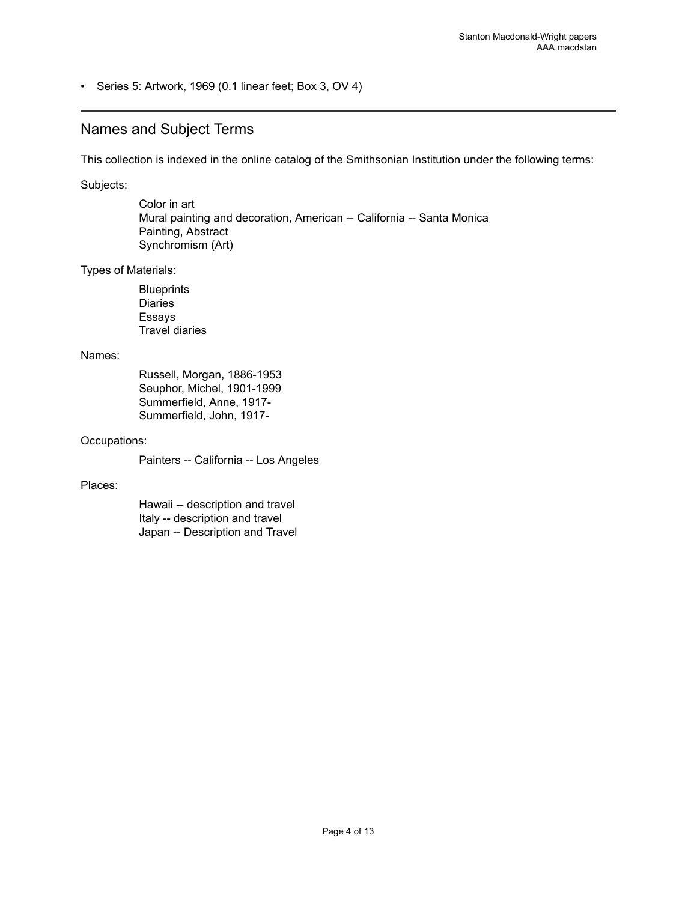- Series 5: Artwork, 1969 (0.1 linear feet; Box 3, OV 4)

## Names and Subject Terms

This collection is indexed in the online catalog of the Smithsonian Institution under the following terms:

Subjects:

Color in art
Mural painting and decoration, American -- California -- Santa Monica
Painting, Abstract
Synchromism (Art)

Types of Materials:

Blueprints
Diaries
Essays
Travel diaries

Names:

Russell, Morgan, 1886-1953
Seuphor, Michel, 1901-1999
Summerfield, Anne, 1917-
Summerfield, John, 1917-

Occupations:

Painters -- California -- Los Angeles

Places:

Hawaii -- description and travel
Italy -- description and travel
Japan -- Description and Travel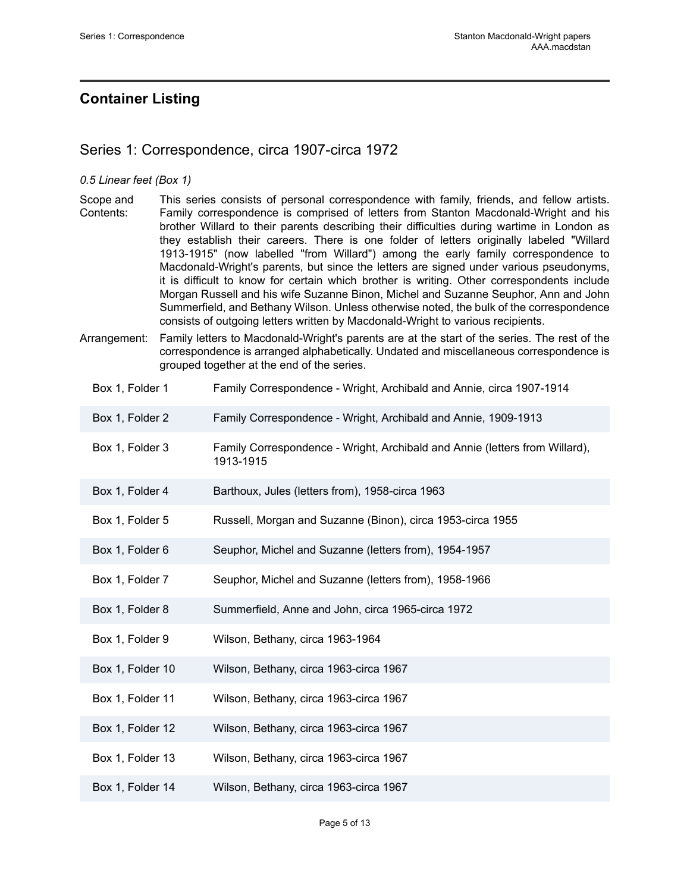## Container Listing

### Series 1: Correspondence, circa 1907-circa 1972

*0.5 Linear feet (Box 1)*

Scope and Contents: This series consists of personal correspondence with family, friends, and fellow artists. Family correspondence is comprised of letters from Stanton Macdonald-Wright and his brother Willard to their parents describing their difficulties during wartime in London as they establish their careers. There is one folder of letters originally labeled "Willard 1913-1915" (now labelled "from Willard") among the early family correspondence to Macdonald-Wright's parents, but since the letters are signed under various pseudonyms, it is difficult to know for certain which brother is writing. Other correspondents include Morgan Russell and his wife Suzanne Binon, Michel and Suzanne Seuphor, Ann and John Summerfield, and Bethany Wilson. Unless otherwise noted, the bulk of the correspondence consists of outgoing letters written by Macdonald-Wright to various recipients.

Arrangement: Family letters to Macdonald-Wright's parents are at the start of the series. The rest of the correspondence is arranged alphabetically. Undated and miscellaneous correspondence is grouped together at the end of the series.

| Container | Title |
|---|---|
| Box 1, Folder 1 | Family Correspondence - Wright, Archibald and Annie, circa 1907-1914 |
| Box 1, Folder 2 | Family Correspondence - Wright, Archibald and Annie, 1909-1913 |
| Box 1, Folder 3 | Family Correspondence - Wright, Archibald and Annie (letters from Willard), 1913-1915 |
| Box 1, Folder 4 | Barthoux, Jules (letters from), 1958-circa 1963 |
| Box 1, Folder 5 | Russell, Morgan and Suzanne (Binon), circa 1953-circa 1955 |
| Box 1, Folder 6 | Seuphor, Michel and Suzanne (letters from), 1954-1957 |
| Box 1, Folder 7 | Seuphor, Michel and Suzanne (letters from), 1958-1966 |
| Box 1, Folder 8 | Summerfield, Anne and John, circa 1965-circa 1972 |
| Box 1, Folder 9 | Wilson, Bethany, circa 1963-1964 |
| Box 1, Folder 10 | Wilson, Bethany, circa 1963-circa 1967 |
| Box 1, Folder 11 | Wilson, Bethany, circa 1963-circa 1967 |
| Box 1, Folder 12 | Wilson, Bethany, circa 1963-circa 1967 |
| Box 1, Folder 13 | Wilson, Bethany, circa 1963-circa 1967 |
| Box 1, Folder 14 | Wilson, Bethany, circa 1963-circa 1967 |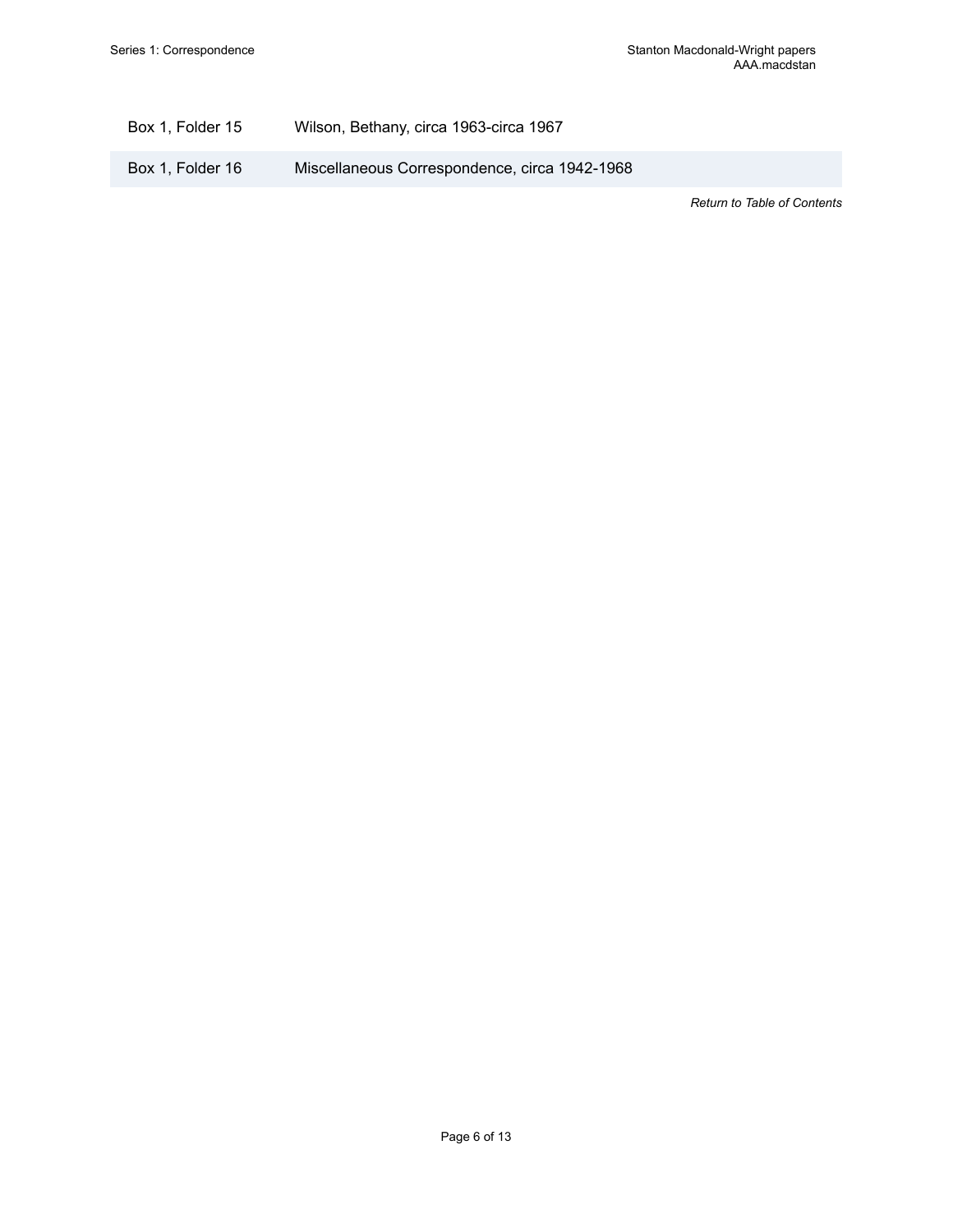| | |
|---|---|
| Box 1, Folder 15 | Wilson, Bethany, circa 1963-circa 1967 |
| Box 1, Folder 16 | Miscellaneous Correspondence, circa 1942-1968 |

*Return to Table of Contents*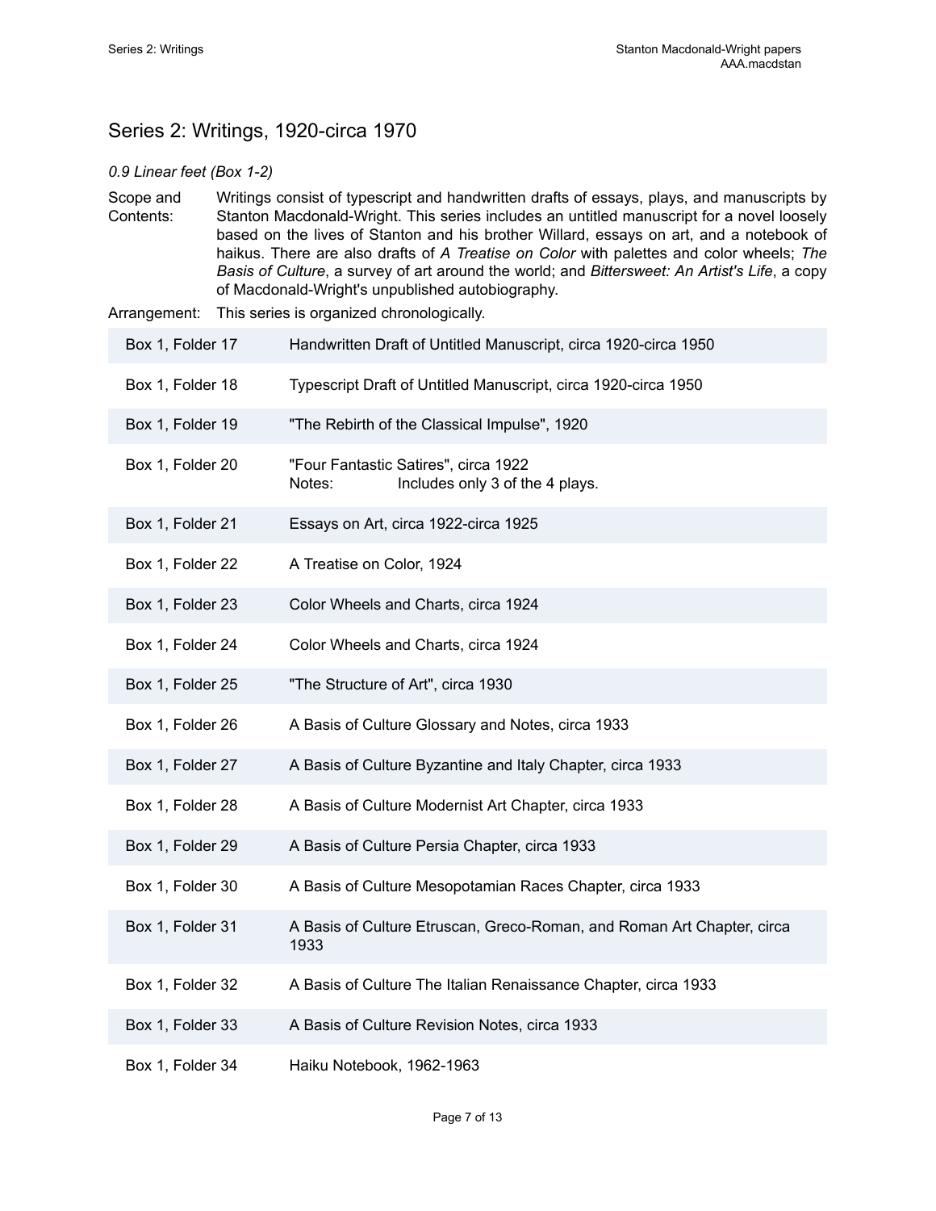## Series 2: Writings, 1920-circa 1970

*0.9 Linear feet (Box 1-2)*

Scope and Contents: Writings consist of typescript and handwritten drafts of essays, plays, and manuscripts by Stanton Macdonald-Wright. This series includes an untitled manuscript for a novel loosely based on the lives of Stanton and his brother Willard, essays on art, and a notebook of haikus. There are also drafts of *A Treatise on Color* with palettes and color wheels; *The Basis of Culture*, a survey of art around the world; and *Bittersweet: An Artist's Life*, a copy of Macdonald-Wright's unpublished autobiography.

Arrangement: This series is organized chronologically.

| Location | Title |
|---|---|
| Box 1, Folder 17 | Handwritten Draft of Untitled Manuscript, circa 1920-circa 1950 |
| Box 1, Folder 18 | Typescript Draft of Untitled Manuscript, circa 1920-circa 1950 |
| Box 1, Folder 19 | "The Rebirth of the Classical Impulse", 1920 |
| Box 1, Folder 20 | "Four Fantastic Satires", circa 1922<br>Notes: Includes only 3 of the 4 plays. |
| Box 1, Folder 21 | Essays on Art, circa 1922-circa 1925 |
| Box 1, Folder 22 | A Treatise on Color, 1924 |
| Box 1, Folder 23 | Color Wheels and Charts, circa 1924 |
| Box 1, Folder 24 | Color Wheels and Charts, circa 1924 |
| Box 1, Folder 25 | "The Structure of Art", circa 1930 |
| Box 1, Folder 26 | A Basis of Culture Glossary and Notes, circa 1933 |
| Box 1, Folder 27 | A Basis of Culture Byzantine and Italy Chapter, circa 1933 |
| Box 1, Folder 28 | A Basis of Culture Modernist Art Chapter, circa 1933 |
| Box 1, Folder 29 | A Basis of Culture Persia Chapter, circa 1933 |
| Box 1, Folder 30 | A Basis of Culture Mesopotamian Races Chapter, circa 1933 |
| Box 1, Folder 31 | A Basis of Culture Etruscan, Greco-Roman, and Roman Art Chapter, circa 1933 |
| Box 1, Folder 32 | A Basis of Culture The Italian Renaissance Chapter, circa 1933 |
| Box 1, Folder 33 | A Basis of Culture Revision Notes, circa 1933 |
| Box 1, Folder 34 | Haiku Notebook, 1962-1963 |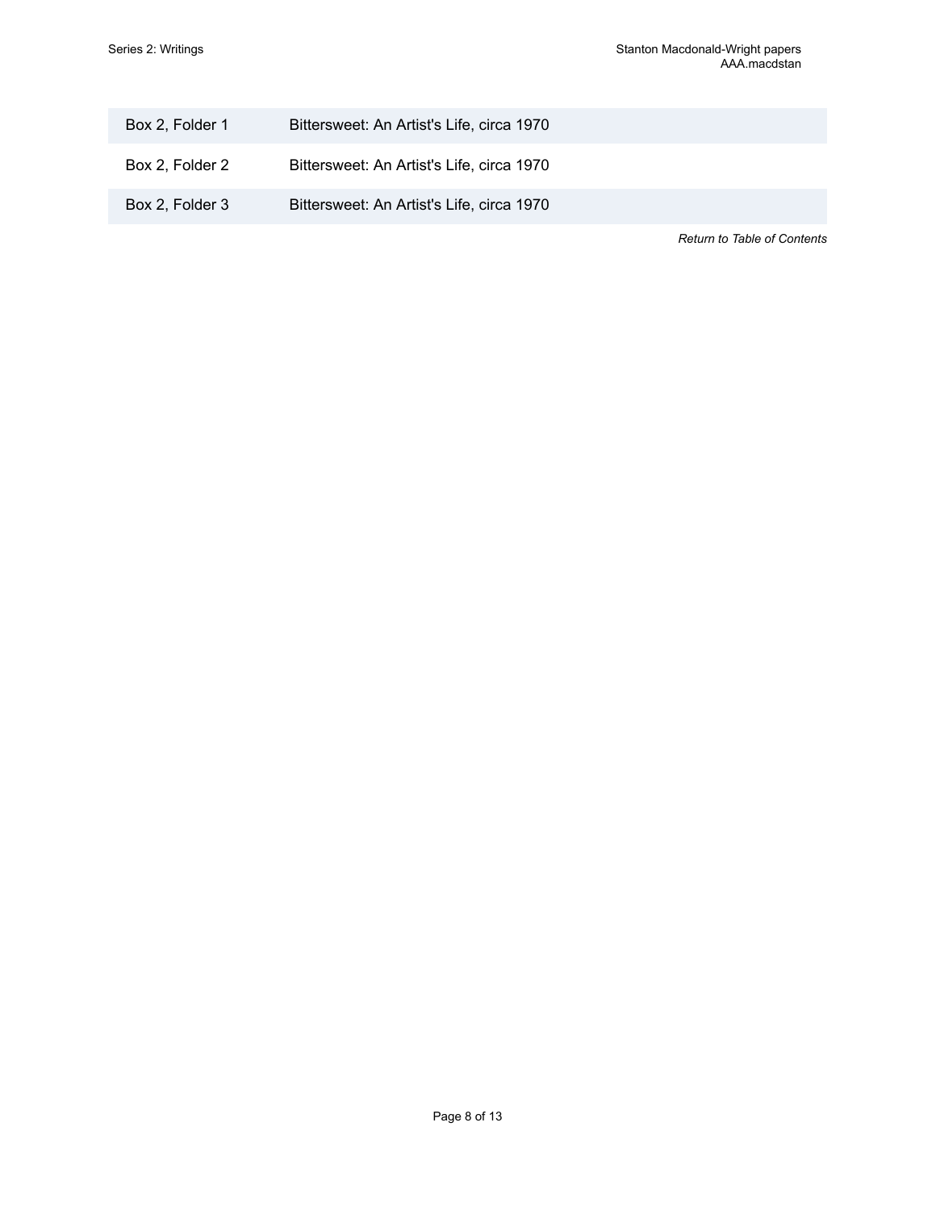| | |
|---|---|
| Box 2, Folder 1 | Bittersweet: An Artist's Life, circa 1970 |
| Box 2, Folder 2 | Bittersweet: An Artist's Life, circa 1970 |
| Box 2, Folder 3 | Bittersweet: An Artist's Life, circa 1970 |

*Return to Table of Contents*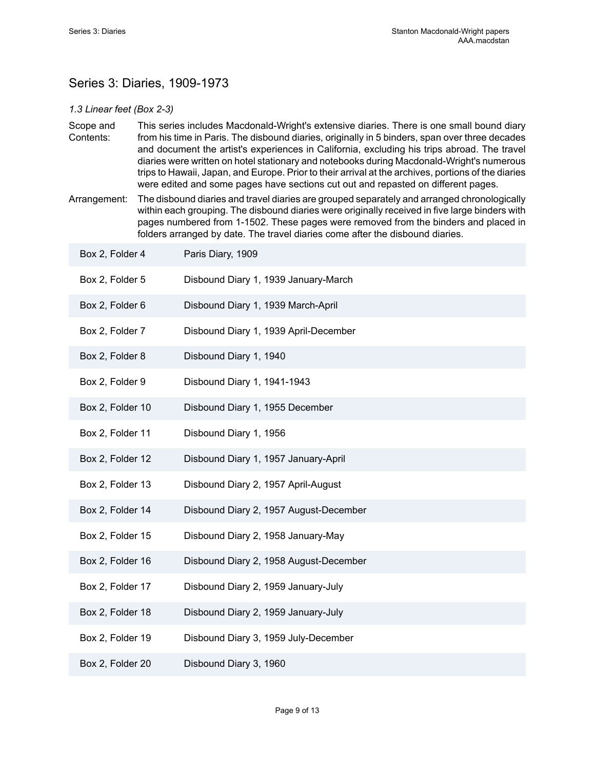## Series 3: Diaries, 1909-1973

*1.3 Linear feet (Box 2-3)*

Scope and Contents: This series includes Macdonald-Wright's extensive diaries. There is one small bound diary from his time in Paris. The disbound diaries, originally in 5 binders, span over three decades and document the artist's experiences in California, excluding his trips abroad. The travel diaries were written on hotel stationary and notebooks during Macdonald-Wright's numerous trips to Hawaii, Japan, and Europe. Prior to their arrival at the archives, portions of the diaries were edited and some pages have sections cut out and repasted on different pages.

Arrangement: The disbound diaries and travel diaries are grouped separately and arranged chronologically within each grouping. The disbound diaries were originally received in five large binders with pages numbered from 1-1502. These pages were removed from the binders and placed in folders arranged by date. The travel diaries come after the disbound diaries.

| | |
|---|---|
| Box 2, Folder 4 | Paris Diary, 1909 |
| Box 2, Folder 5 | Disbound Diary 1, 1939 January-March |
| Box 2, Folder 6 | Disbound Diary 1, 1939 March-April |
| Box 2, Folder 7 | Disbound Diary 1, 1939 April-December |
| Box 2, Folder 8 | Disbound Diary 1, 1940 |
| Box 2, Folder 9 | Disbound Diary 1, 1941-1943 |
| Box 2, Folder 10 | Disbound Diary 1, 1955 December |
| Box 2, Folder 11 | Disbound Diary 1, 1956 |
| Box 2, Folder 12 | Disbound Diary 1, 1957 January-April |
| Box 2, Folder 13 | Disbound Diary 2, 1957 April-August |
| Box 2, Folder 14 | Disbound Diary 2, 1957 August-December |
| Box 2, Folder 15 | Disbound Diary 2, 1958 January-May |
| Box 2, Folder 16 | Disbound Diary 2, 1958 August-December |
| Box 2, Folder 17 | Disbound Diary 2, 1959 January-July |
| Box 2, Folder 18 | Disbound Diary 2, 1959 January-July |
| Box 2, Folder 19 | Disbound Diary 3, 1959 July-December |
| Box 2, Folder 20 | Disbound Diary 3, 1960 |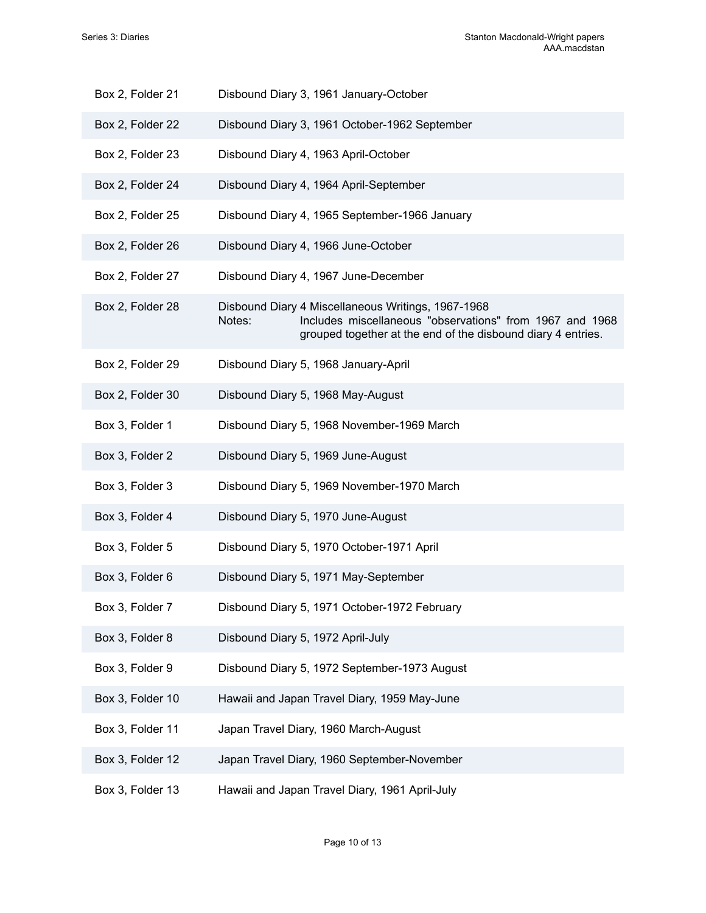| | |
|---|---|
| Box 2, Folder 21 | Disbound Diary 3, 1961 January-October |
| Box 2, Folder 22 | Disbound Diary 3, 1961 October-1962 September |
| Box 2, Folder 23 | Disbound Diary 4, 1963 April-October |
| Box 2, Folder 24 | Disbound Diary 4, 1964 April-September |
| Box 2, Folder 25 | Disbound Diary 4, 1965 September-1966 January |
| Box 2, Folder 26 | Disbound Diary 4, 1966 June-October |
| Box 2, Folder 27 | Disbound Diary 4, 1967 June-December |
| Box 2, Folder 28 | Disbound Diary 4 Miscellaneous Writings, 1967-1968<br>Notes: Includes miscellaneous "observations" from 1967 and 1968 grouped together at the end of the disbound diary 4 entries. |
| Box 2, Folder 29 | Disbound Diary 5, 1968 January-April |
| Box 2, Folder 30 | Disbound Diary 5, 1968 May-August |
| Box 3, Folder 1 | Disbound Diary 5, 1968 November-1969 March |
| Box 3, Folder 2 | Disbound Diary 5, 1969 June-August |
| Box 3, Folder 3 | Disbound Diary 5, 1969 November-1970 March |
| Box 3, Folder 4 | Disbound Diary 5, 1970 June-August |
| Box 3, Folder 5 | Disbound Diary 5, 1970 October-1971 April |
| Box 3, Folder 6 | Disbound Diary 5, 1971 May-September |
| Box 3, Folder 7 | Disbound Diary 5, 1971 October-1972 February |
| Box 3, Folder 8 | Disbound Diary 5, 1972 April-July |
| Box 3, Folder 9 | Disbound Diary 5, 1972 September-1973 August |
| Box 3, Folder 10 | Hawaii and Japan Travel Diary, 1959 May-June |
| Box 3, Folder 11 | Japan Travel Diary, 1960 March-August |
| Box 3, Folder 12 | Japan Travel Diary, 1960 September-November |
| Box 3, Folder 13 | Hawaii and Japan Travel Diary, 1961 April-July |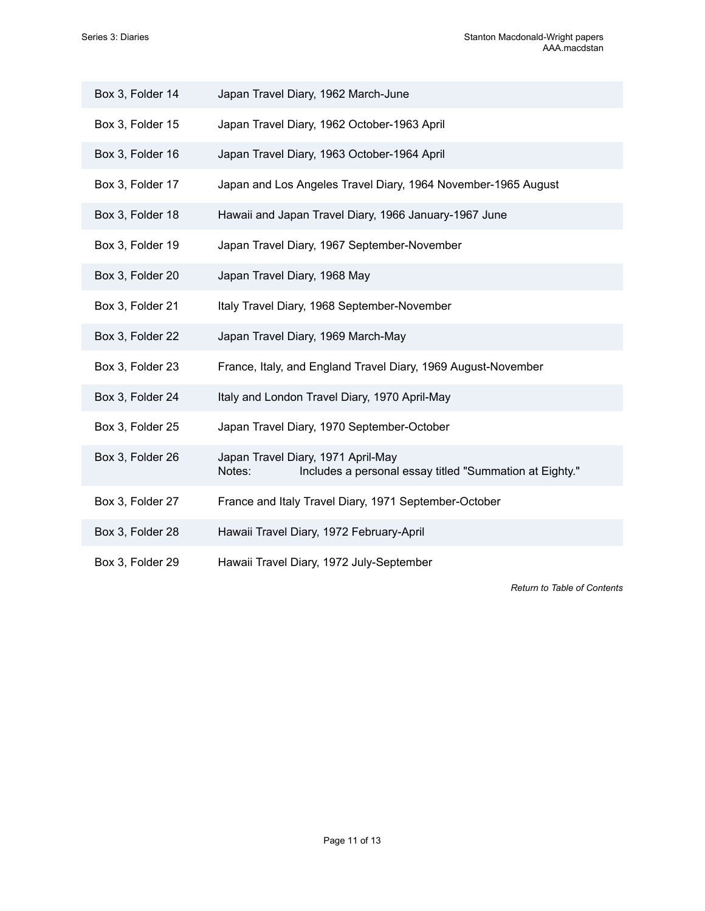| | |
|---|---|
| Box 3, Folder 14 | Japan Travel Diary, 1962 March-June |
| Box 3, Folder 15 | Japan Travel Diary, 1962 October-1963 April |
| Box 3, Folder 16 | Japan Travel Diary, 1963 October-1964 April |
| Box 3, Folder 17 | Japan and Los Angeles Travel Diary, 1964 November-1965 August |
| Box 3, Folder 18 | Hawaii and Japan Travel Diary, 1966 January-1967 June |
| Box 3, Folder 19 | Japan Travel Diary, 1967 September-November |
| Box 3, Folder 20 | Japan Travel Diary, 1968 May |
| Box 3, Folder 21 | Italy Travel Diary, 1968 September-November |
| Box 3, Folder 22 | Japan Travel Diary, 1969 March-May |
| Box 3, Folder 23 | France, Italy, and England Travel Diary, 1969 August-November |
| Box 3, Folder 24 | Italy and London Travel Diary, 1970 April-May |
| Box 3, Folder 25 | Japan Travel Diary, 1970 September-October |
| Box 3, Folder 26 | Japan Travel Diary, 1971 April-May<br>Notes: Includes a personal essay titled "Summation at Eighty." |
| Box 3, Folder 27 | France and Italy Travel Diary, 1971 September-October |
| Box 3, Folder 28 | Hawaii Travel Diary, 1972 February-April |
| Box 3, Folder 29 | Hawaii Travel Diary, 1972 July-September |

*Return to Table of Contents*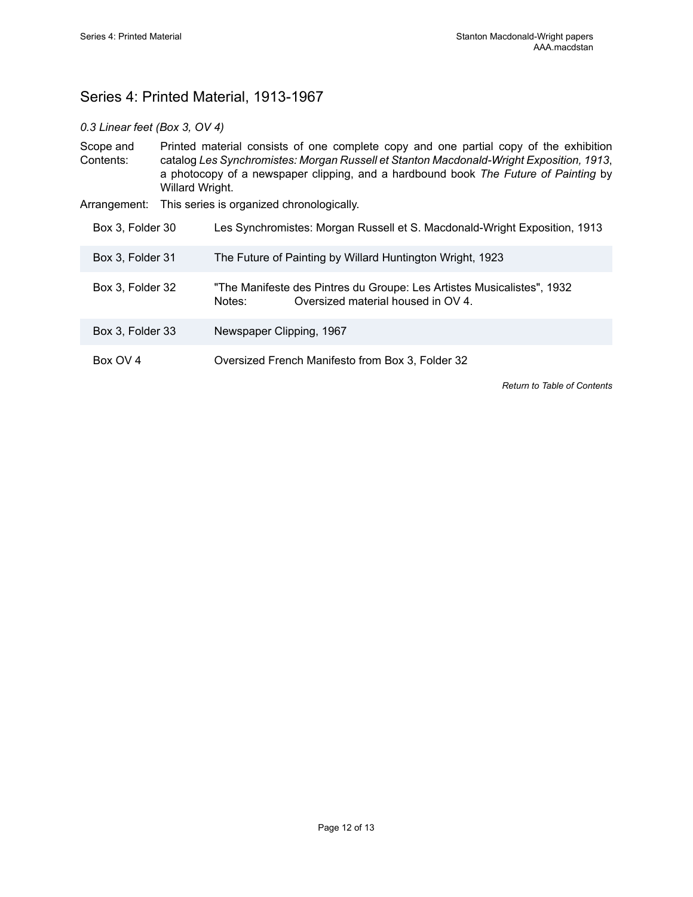## Series 4: Printed Material, 1913-1967

*0.3 Linear feet (Box 3, OV 4)*

Scope and Contents: Printed material consists of one complete copy and one partial copy of the exhibition catalog *Les Synchromistes: Morgan Russell et Stanton Macdonald-Wright Exposition, 1913*, a photocopy of a newspaper clipping, and a hardbound book *The Future of Painting* by Willard Wright.

Arrangement: This series is organized chronologically.

| | |
|---|---|
| Box 3, Folder 30 | Les Synchromistes: Morgan Russell et S. Macdonald-Wright Exposition, 1913 |
| Box 3, Folder 31 | The Future of Painting by Willard Huntington Wright, 1923 |
| Box 3, Folder 32 | "The Manifeste des Pintres du Groupe: Les Artistes Musicalistes", 1932<br>Notes: Oversized material housed in OV 4. |
| Box 3, Folder 33 | Newspaper Clipping, 1967 |
| Box OV 4 | Oversized French Manifesto from Box 3, Folder 32 |

*Return to Table of Contents*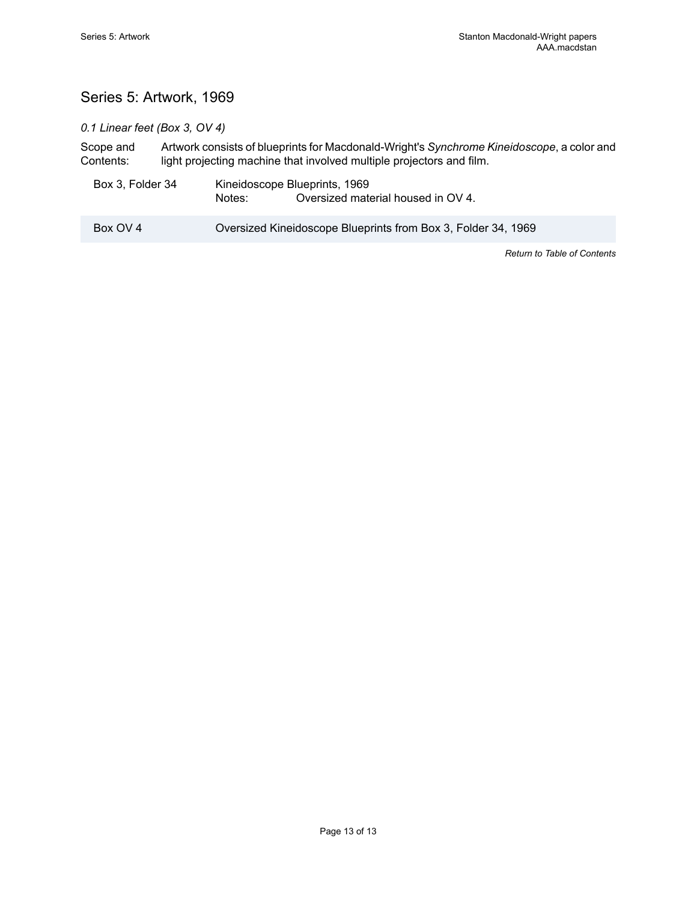## Series 5: Artwork, 1969

*0.1 Linear feet (Box 3, OV 4)*

Scope and Contents: Artwork consists of blueprints for Macdonald-Wright's *Synchrome Kineidoscope*, a color and light projecting machine that involved multiple projectors and film.

| | |
|---|---|
| Box 3, Folder 34 | Kineidoscope Blueprints, 1969<br>Notes: Oversized material housed in OV 4. |
| Box OV 4 | Oversized Kineidoscope Blueprints from Box 3, Folder 34, 1969 |

*Return to Table of Contents*